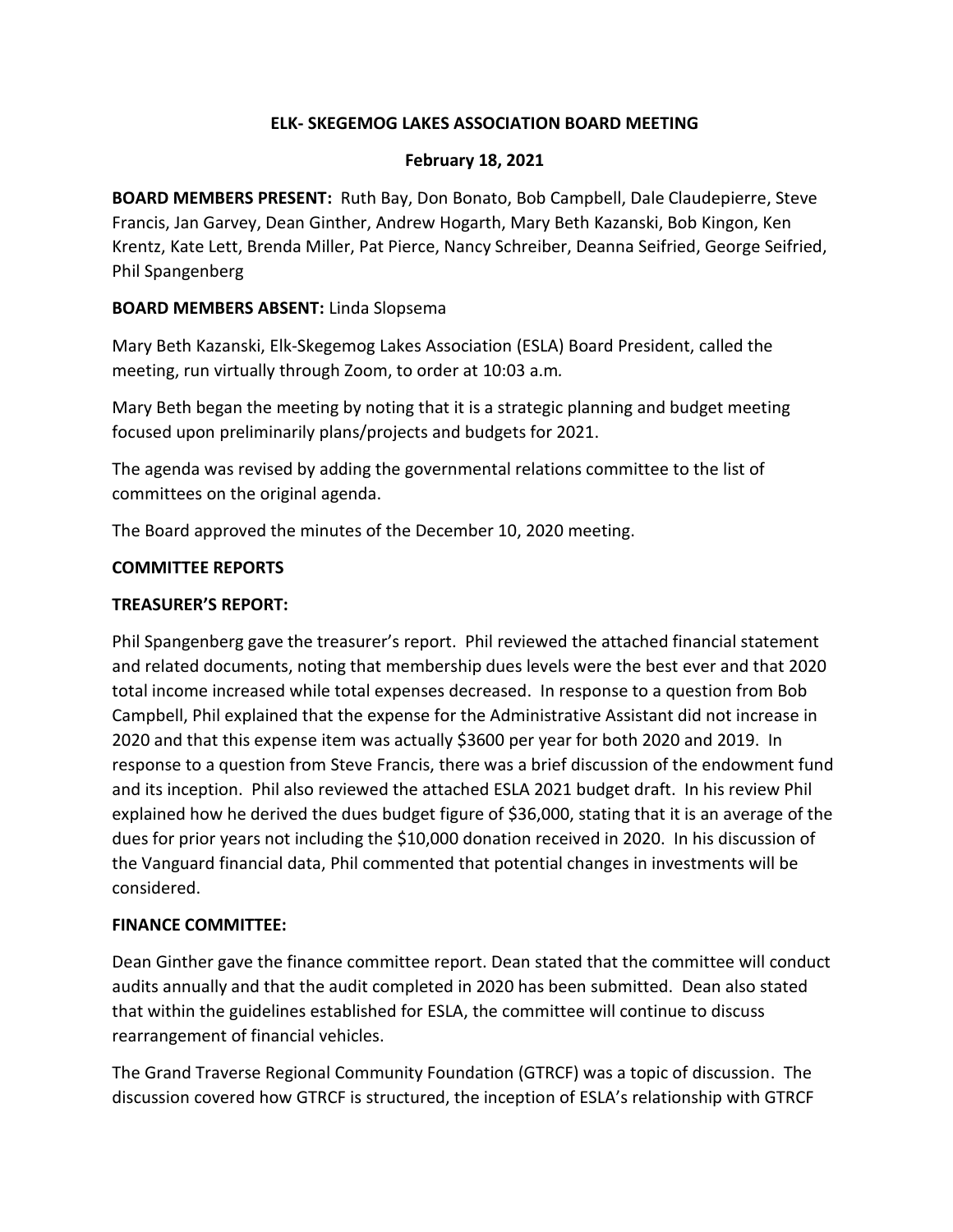**ELK- SKEGEMOG LAKES ASSOCIATION BOARD MEETING**

**February 18, 2021**

**BOARD MEMBERS PRESENT:** Ruth Bay, Don Bonato, Bob Campbell, Dale Claudepierre, Steve Francis, Jan Garvey, Dean Ginther, Andrew Hogarth, Mary Beth Kazanski, Bob Kingon, Ken Krentz, Kate Lett, Brenda Miller, Pat Pierce, Nancy Schreiber, Deanna Seifried, George Seifried, Phil Spangenberg

**BOARD MEMBERS ABSENT:** Linda Slopsema

Mary Beth Kazanski, Elk-Skegemog Lakes Association (ESLA) Board President, called the meeting, run virtually through Zoom, to order at 10:03 a.m.

Mary Beth began the meeting by noting that it is a strategic planning and budget meeting focused upon preliminarily plans/projects and budgets for 2021.

The agenda was revised by adding the governmental relations committee to the list of committees on the original agenda.

The Board approved the minutes of the December 10, 2020 meeting.

**COMMITTEE REPORTS**

**TREASURER'S REPORT:**

Phil Spangenberg gave the treasurer's report. Phil reviewed the attached financial statement and related documents, noting that membership dues levels were the best ever and that 2020 total income increased while total expenses decreased. In response to a question from Bob Campbell, Phil explained that the expense for the Administrative Assistant did not increase in 2020 and that this expense item was actually $3600 per year for both 2020 and 2019. In response to a question from Steve Francis, there was a brief discussion of the endowment fund and its inception. Phil also reviewed the attached ESLA 2021 budget draft. In his review Phil explained how he derived the dues budget figure of $36,000, stating that it is an average of the dues for prior years not including the $10,000 donation received in 2020. In his discussion of the Vanguard financial data, Phil commented that potential changes in investments will be considered.

**FINANCE COMMITTEE:**

Dean Ginther gave the finance committee report. Dean stated that the committee will conduct audits annually and that the audit completed in 2020 has been submitted. Dean also stated that within the guidelines established for ESLA, the committee will continue to discuss rearrangement of financial vehicles.

The Grand Traverse Regional Community Foundation (GTRCF) was a topic of discussion. The discussion covered how GTRCF is structured, the inception of ESLA's relationship with GTRCF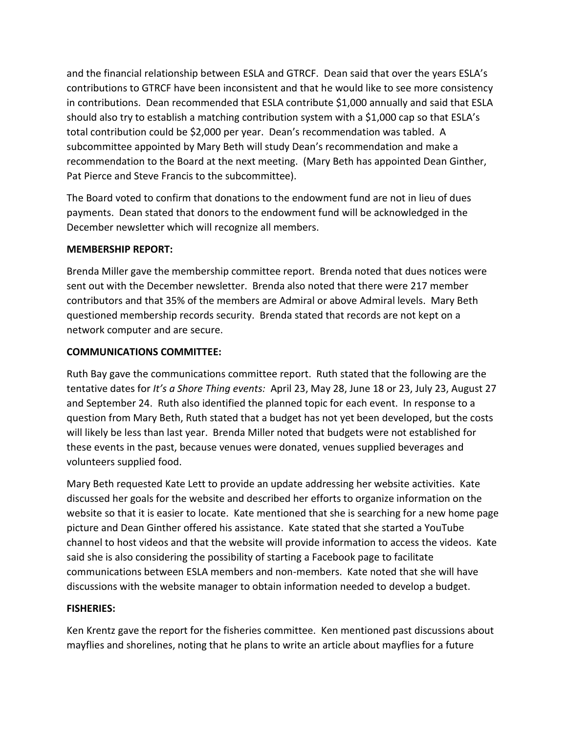and the financial relationship between ESLA and GTRCF. Dean said that over the years ESLA's contributions to GTRCF have been inconsistent and that he would like to see more consistency in contributions. Dean recommended that ESLA contribute $1,000 annually and said that ESLA should also try to establish a matching contribution system with a $1,000 cap so that ESLA's total contribution could be $2,000 per year. Dean's recommendation was tabled. A subcommittee appointed by Mary Beth will study Dean's recommendation and make a recommendation to the Board at the next meeting. (Mary Beth has appointed Dean Ginther, Pat Pierce and Steve Francis to the subcommittee).

The Board voted to confirm that donations to the endowment fund are not in lieu of dues payments. Dean stated that donors to the endowment fund will be acknowledged in the December newsletter which will recognize all members.

**MEMBERSHIP REPORT:**

Brenda Miller gave the membership committee report. Brenda noted that dues notices were sent out with the December newsletter. Brenda also noted that there were 217 member contributors and that 35% of the members are Admiral or above Admiral levels. Mary Beth questioned membership records security. Brenda stated that records are not kept on a network computer and are secure.

**COMMUNICATIONS COMMITTEE:**

Ruth Bay gave the communications committee report. Ruth stated that the following are the tentative dates for *It's a Shore Thing events:* April 23, May 28, June 18 or 23, July 23, August 27 and September 24. Ruth also identified the planned topic for each event. In response to a question from Mary Beth, Ruth stated that a budget has not yet been developed, but the costs will likely be less than last year. Brenda Miller noted that budgets were not established for these events in the past, because venues were donated, venues supplied beverages and volunteers supplied food.

Mary Beth requested Kate Lett to provide an update addressing her website activities. Kate discussed her goals for the website and described her efforts to organize information on the website so that it is easier to locate. Kate mentioned that she is searching for a new home page picture and Dean Ginther offered his assistance. Kate stated that she started a YouTube channel to host videos and that the website will provide information to access the videos. Kate said she is also considering the possibility of starting a Facebook page to facilitate communications between ESLA members and non-members. Kate noted that she will have discussions with the website manager to obtain information needed to develop a budget.

**FISHERIES:**

Ken Krentz gave the report for the fisheries committee. Ken mentioned past discussions about mayflies and shorelines, noting that he plans to write an article about mayflies for a future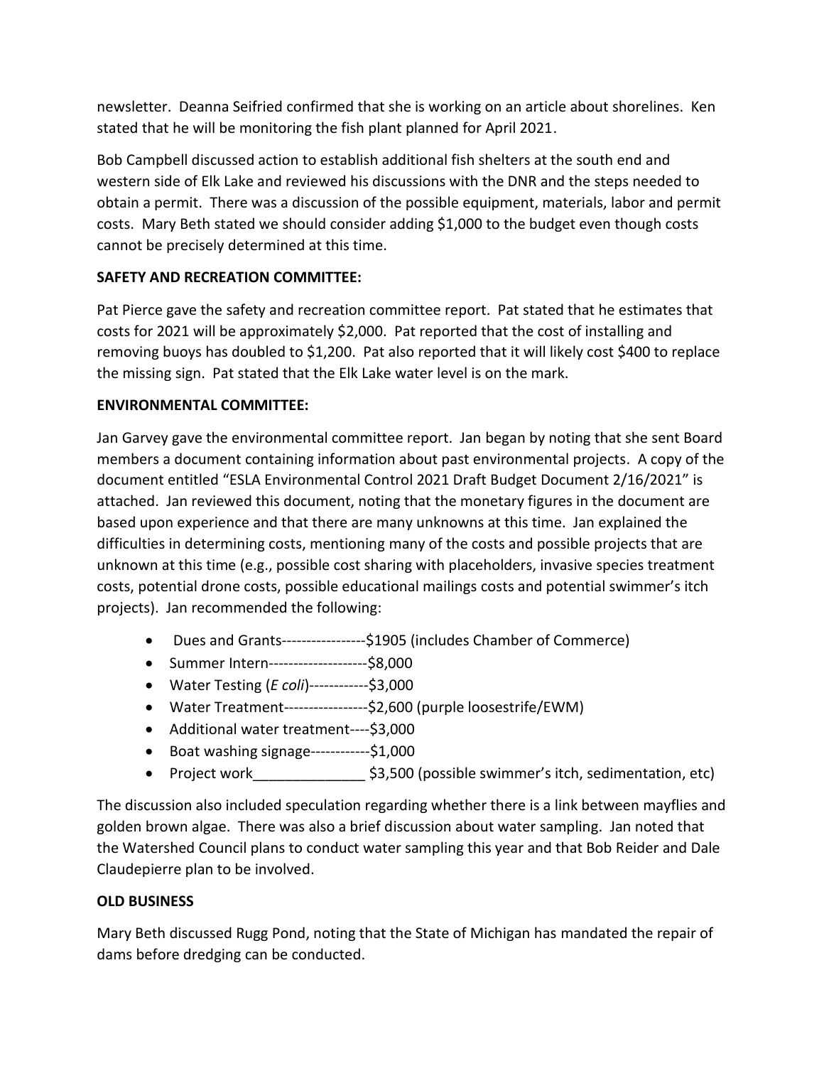newsletter. Deanna Seifried confirmed that she is working on an article about shorelines. Ken stated that he will be monitoring the fish plant planned for April 2021.

Bob Campbell discussed action to establish additional fish shelters at the south end and western side of Elk Lake and reviewed his discussions with the DNR and the steps needed to obtain a permit. There was a discussion of the possible equipment, materials, labor and permit costs. Mary Beth stated we should consider adding $1,000 to the budget even though costs cannot be precisely determined at this time.

**SAFETY AND RECREATION COMMITTEE:**

Pat Pierce gave the safety and recreation committee report. Pat stated that he estimates that costs for 2021 will be approximately $2,000. Pat reported that the cost of installing and removing buoys has doubled to $1,200. Pat also reported that it will likely cost $400 to replace the missing sign. Pat stated that the Elk Lake water level is on the mark.

**ENVIRONMENTAL COMMITTEE:**

Jan Garvey gave the environmental committee report. Jan began by noting that she sent Board members a document containing information about past environmental projects. A copy of the document entitled "ESLA Environmental Control 2021 Draft Budget Document 2/16/2021" is attached. Jan reviewed this document, noting that the monetary figures in the document are based upon experience and that there are many unknowns at this time. Jan explained the difficulties in determining costs, mentioning many of the costs and possible projects that are unknown at this time (e.g., possible cost sharing with placeholders, invasive species treatment costs, potential drone costs, possible educational mailings costs and potential swimmer's itch projects). Jan recommended the following:

- Dues and Grants-----------------$1905 (includes Chamber of Commerce)
- Summer Intern--------------------$8,000
- Water Testing (*E coli*)------------$3,000
- Water Treatment-----------------$2,600 (purple loosestrife/EWM)
- Additional water treatment----$3,000
- Boat washing signage------------$1,000
- Project work______________ $3,500 (possible swimmer's itch, sedimentation, etc)

The discussion also included speculation regarding whether there is a link between mayflies and golden brown algae. There was also a brief discussion about water sampling. Jan noted that the Watershed Council plans to conduct water sampling this year and that Bob Reider and Dale Claudepierre plan to be involved.

**OLD BUSINESS**

Mary Beth discussed Rugg Pond, noting that the State of Michigan has mandated the repair of dams before dredging can be conducted.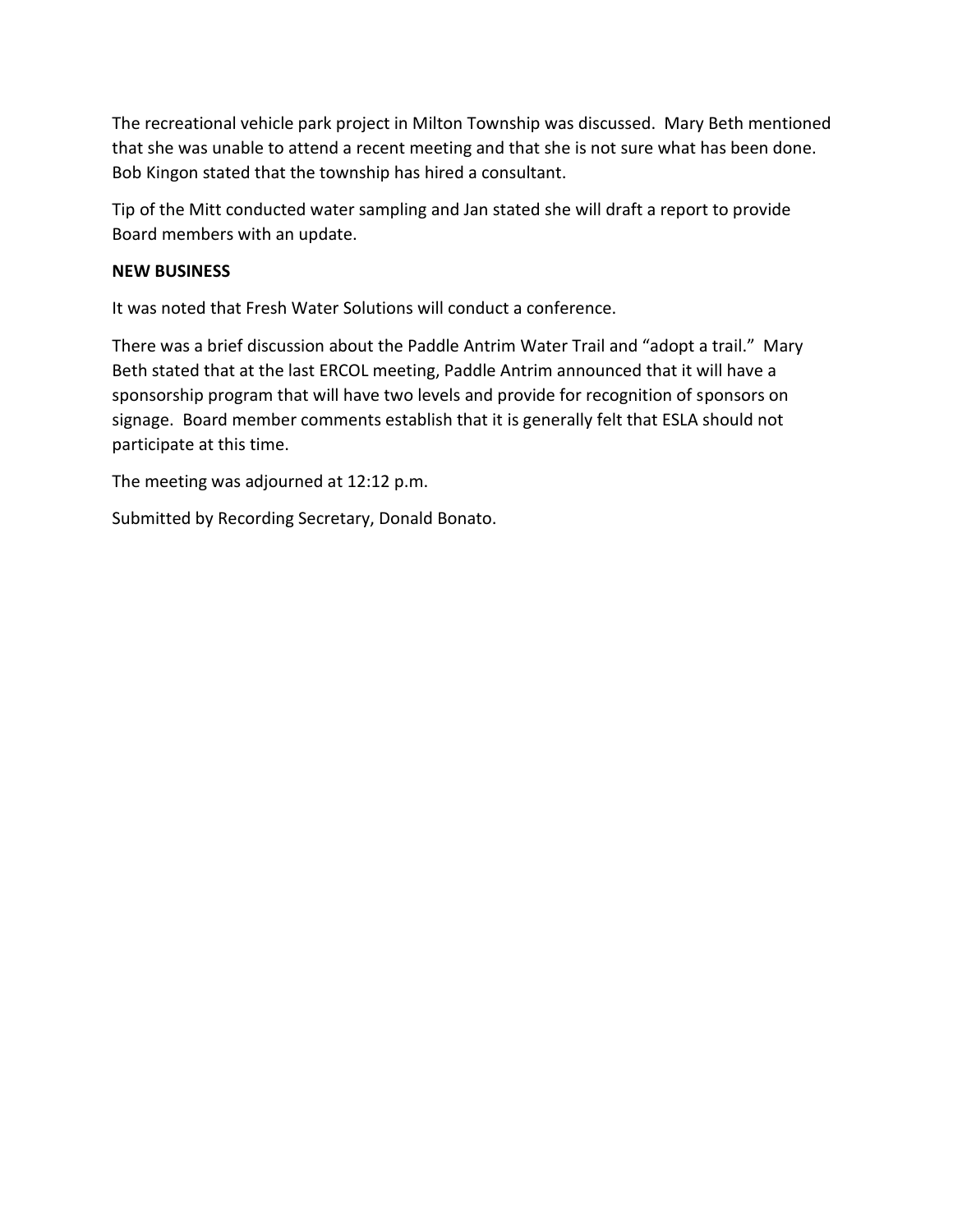The recreational vehicle park project in Milton Township was discussed. Mary Beth mentioned that she was unable to attend a recent meeting and that she is not sure what has been done. Bob Kingon stated that the township has hired a consultant.

Tip of the Mitt conducted water sampling and Jan stated she will draft a report to provide Board members with an update.

**NEW BUSINESS**

It was noted that Fresh Water Solutions will conduct a conference.

There was a brief discussion about the Paddle Antrim Water Trail and "adopt a trail." Mary Beth stated that at the last ERCOL meeting, Paddle Antrim announced that it will have a sponsorship program that will have two levels and provide for recognition of sponsors on signage. Board member comments establish that it is generally felt that ESLA should not participate at this time.

The meeting was adjourned at 12:12 p.m.

Submitted by Recording Secretary, Donald Bonato.